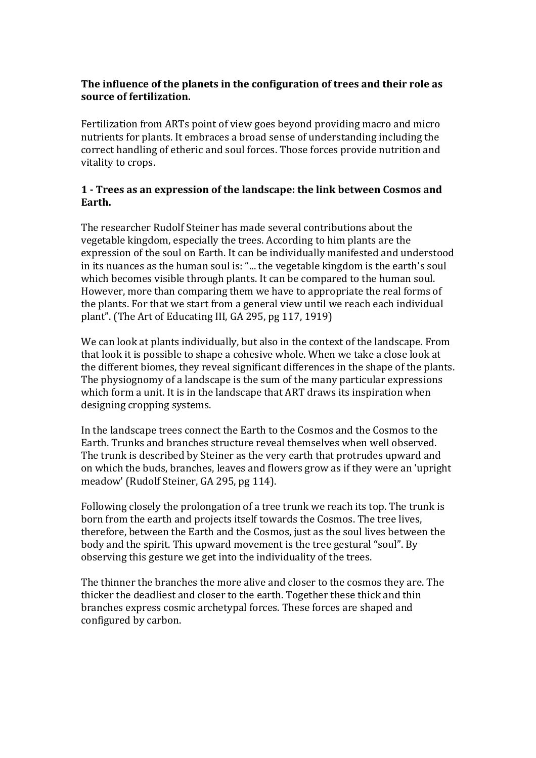**The influence of the planets in the configuration of trees and their role as source of fertilization.**

Fertilization from ARTs point of view goes beyond providing macro and micro nutrients for plants. It embraces a broad sense of understanding including the correct handling of etheric and soul forces. Those forces provide nutrition and vitality to crops.

**1 - Trees as an expression of the landscape: the link between Cosmos and Earth.**

The researcher Rudolf Steiner has made several contributions about the vegetable kingdom, especially the trees. According to him plants are the expression of the soul on Earth. It can be individually manifested and understood in its nuances as the human soul is: "... the vegetable kingdom is the earth's soul which becomes visible through plants. It can be compared to the human soul. However, more than comparing them we have to appropriate the real forms of the plants. For that we start from a general view until we reach each individual plant". (The Art of Educating III, GA 295, pg 117, 1919)

We can look at plants individually, but also in the context of the landscape. From that look it is possible to shape a cohesive whole. When we take a close look at the different biomes, they reveal significant differences in the shape of the plants. The physiognomy of a landscape is the sum of the many particular expressions which form a unit. It is in the landscape that ART draws its inspiration when designing cropping systems.

In the landscape trees connect the Earth to the Cosmos and the Cosmos to the Earth. Trunks and branches structure reveal themselves when well observed. The trunk is described by Steiner as the very earth that protrudes upward and on which the buds, branches, leaves and flowers grow as if they were an 'upright meadow' (Rudolf Steiner, GA 295, pg 114).

Following closely the prolongation of a tree trunk we reach its top. The trunk is born from the earth and projects itself towards the Cosmos. The tree lives, therefore, between the Earth and the Cosmos, just as the soul lives between the body and the spirit. This upward movement is the tree gestural "soul". By observing this gesture we get into the individuality of the trees.

The thinner the branches the more alive and closer to the cosmos they are. The thicker the deadliest and closer to the earth. Together these thick and thin branches express cosmic archetypal forces. These forces are shaped and configured by carbon.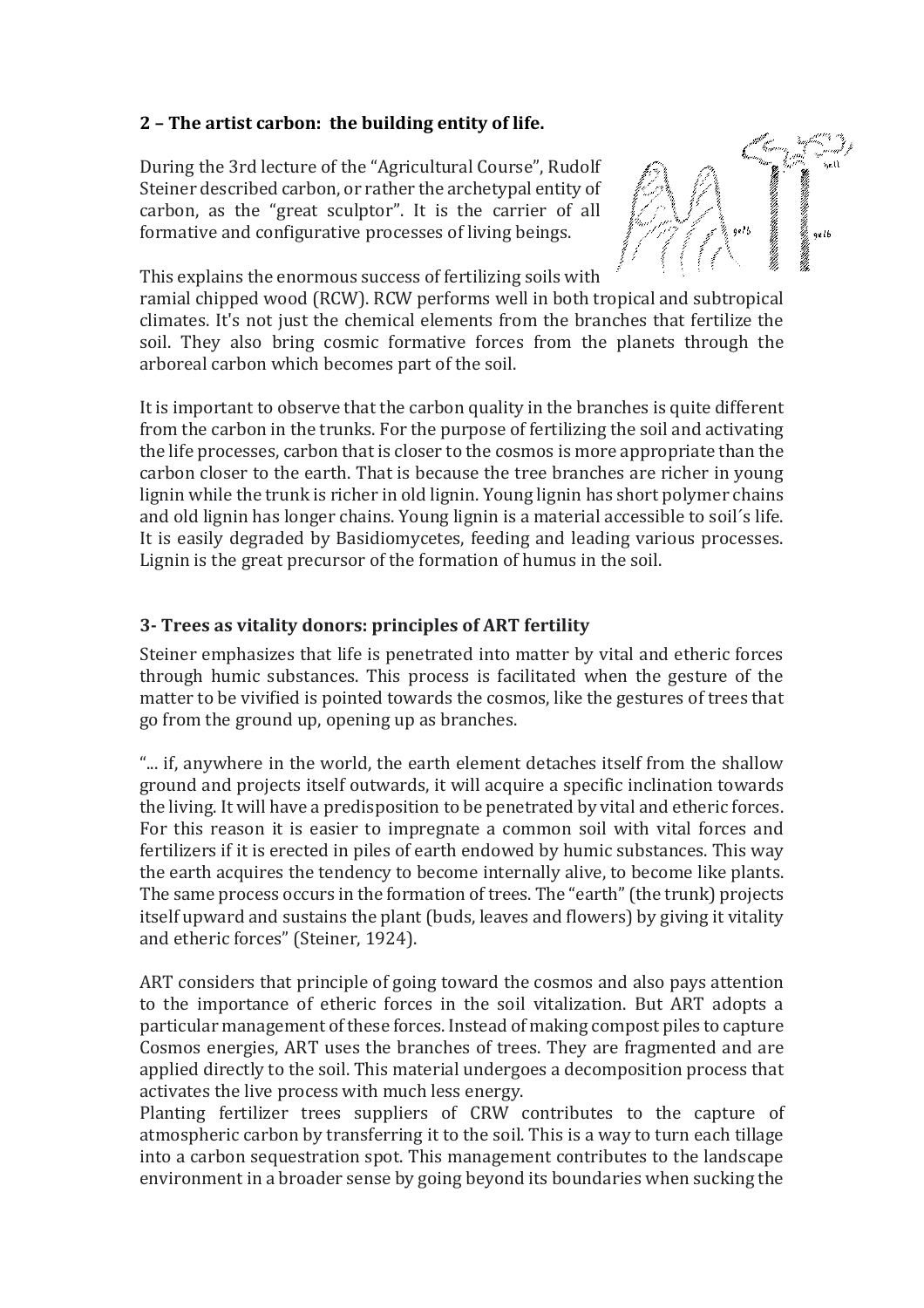## 2 – The artist carbon: the building entity of life.

During the 3rd lecture of the "Agricultural Course", Rudolf Steiner described carbon, or rather the archetypal entity of carbon, as the "great sculptor". It is the carrier of all formative and configurative processes of living beings.

This explains the enormous success of fertilizing soils with ramial chipped wood (RCW). RCW performs well in both tropical and subtropical climates. It's not just the chemical elements from the branches that fertilize the soil. They also bring cosmic formative forces from the planets through the arboreal carbon which becomes part of the soil.

It is important to observe that the carbon quality in the branches is quite different from the carbon in the trunks. For the purpose of fertilizing the soil and activating the life processes, carbon that is closer to the cosmos is more appropriate than the carbon closer to the earth. That is because the tree branches are richer in young lignin while the trunk is richer in old lignin. Young lignin has short polymer chains and old lignin has longer chains. Young lignin is a material accessible to soil´s life. It is easily degraded by Basidiomycetes, feeding and leading various processes. Lignin is the great precursor of the formation of humus in the soil.

## 3- Trees as vitality donors: principles of ART fertility

Steiner emphasizes that life is penetrated into matter by vital and etheric forces through humic substances. This process is facilitated when the gesture of the matter to be vivified is pointed towards the cosmos, like the gestures of trees that go from the ground up, opening up as branches.

"... if, anywhere in the world, the earth element detaches itself from the shallow ground and projects itself outwards, it will acquire a specific inclination towards the living. It will have a predisposition to be penetrated by vital and etheric forces. For this reason it is easier to impregnate a common soil with vital forces and fertilizers if it is erected in piles of earth endowed by humic substances. This way the earth acquires the tendency to become internally alive, to become like plants. The same process occurs in the formation of trees. The "earth" (the trunk) projects itself upward and sustains the plant (buds, leaves and flowers) by giving it vitality and etheric forces" (Steiner, 1924).

ART considers that principle of going toward the cosmos and also pays attention to the importance of etheric forces in the soil vitalization. But ART adopts a particular management of these forces. Instead of making compost piles to capture Cosmos energies, ART uses the branches of trees. They are fragmented and are applied directly to the soil. This material undergoes a decomposition process that activates the live process with much less energy.

Planting fertilizer trees suppliers of CRW contributes to the capture of atmospheric carbon by transferring it to the soil. This is a way to turn each tillage into a carbon sequestration spot. This management contributes to the landscape environment in a broader sense by going beyond its boundaries when sucking the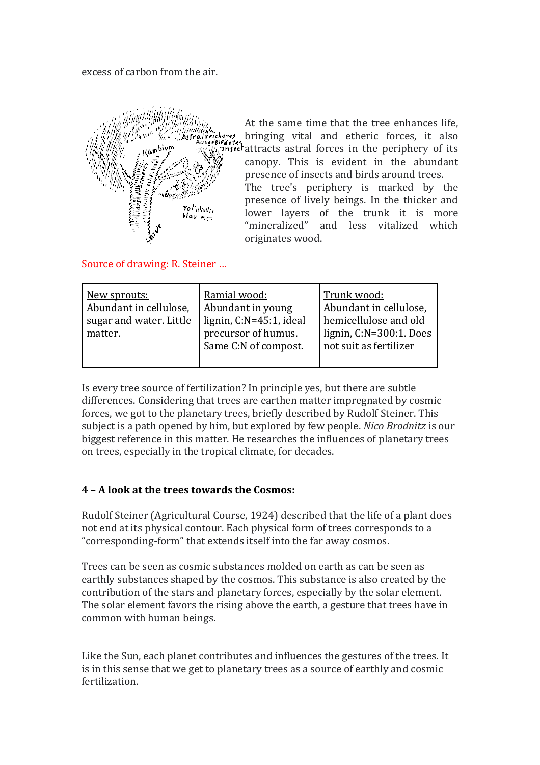excess of carbon from the air.

At the same time that the tree enhances life, bringing vital and etheric forces, it also attracts astral forces in the periphery of its canopy. This is evident in the abundant presence of insects and birds around trees. The tree's periphery is marked by the presence of lively beings. In the thicker and lower layers of the trunk it is more "mineralized" and less vitalized which originates wood.

Source of drawing: R. Steiner …

| New sprouts: Abundant in cellulose, sugar and water. Little matter. | Ramial wood: Abundant in young lignin, C:N=45:1, ideal precursor of humus. Same C:N of compost. | Trunk wood: Abundant in cellulose, hemicellulose and old lignin, C:N=300:1. Does not suit as fertilizer |
|---|---|---|

Is every tree source of fertilization? In principle yes, but there are subtle differences. Considering that trees are earthen matter impregnated by cosmic forces, we got to the planetary trees, briefly described by Rudolf Steiner. This subject is a path opened by him, but explored by few people. *Nico Brodnitz* is our biggest reference in this matter. He researches the influences of planetary trees on trees, especially in the tropical climate, for decades.

## 4 – A look at the trees towards the Cosmos:

Rudolf Steiner (Agricultural Course, 1924) described that the life of a plant does not end at its physical contour. Each physical form of trees corresponds to a "corresponding-form" that extends itself into the far away cosmos.

Trees can be seen as cosmic substances molded on earth as can be seen as earthly substances shaped by the cosmos. This substance is also created by the contribution of the stars and planetary forces, especially by the solar element. The solar element favors the rising above the earth, a gesture that trees have in common with human beings.

Like the Sun, each planet contributes and influences the gestures of the trees. It is in this sense that we get to planetary trees as a source of earthly and cosmic fertilization.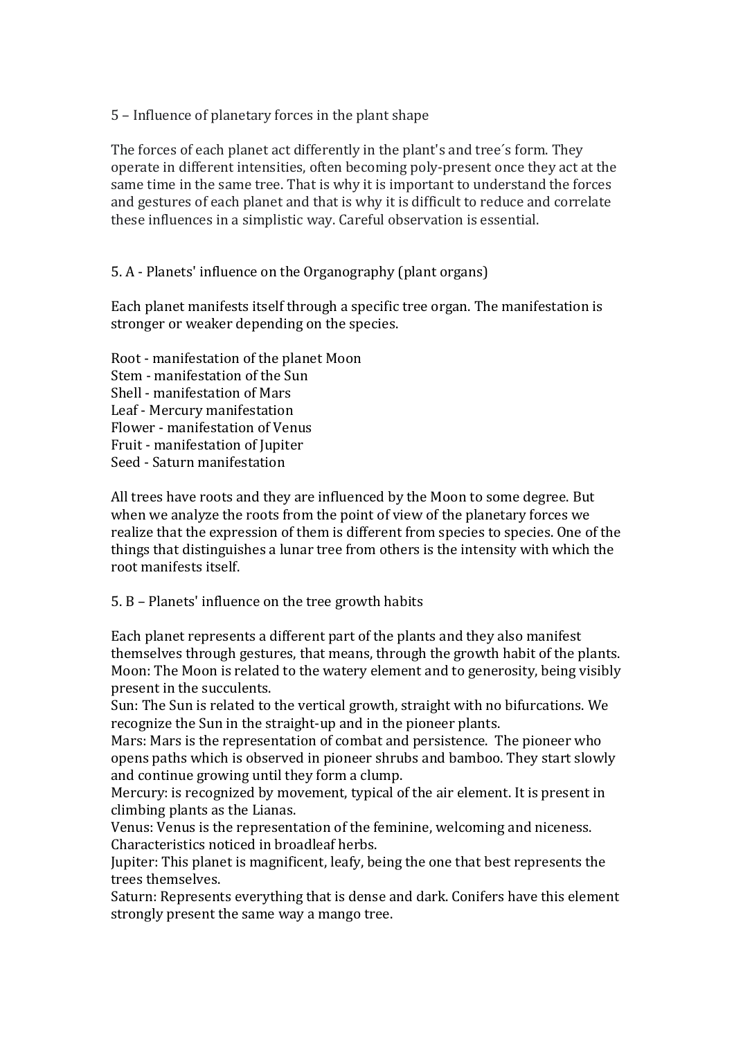## 5 – Influence of planetary forces in the plant shape

The forces of each planet act differently in the plant's and tree´s form. They operate in different intensities, often becoming poly-present once they act at the same time in the same tree. That is why it is important to understand the forces and gestures of each planet and that is why it is difficult to reduce and correlate these influences in a simplistic way. Careful observation is essential.

### 5. A - Planets' influence on the Organography (plant organs)

Each planet manifests itself through a specific tree organ. The manifestation is stronger or weaker depending on the species.

Root - manifestation of the planet Moon
Stem - manifestation of the Sun
Shell - manifestation of Mars
Leaf - Mercury manifestation
Flower - manifestation of Venus
Fruit - manifestation of Jupiter
Seed - Saturn manifestation

All trees have roots and they are influenced by the Moon to some degree. But when we analyze the roots from the point of view of the planetary forces we realize that the expression of them is different from species to species. One of the things that distinguishes a lunar tree from others is the intensity with which the root manifests itself.

### 5. B – Planets' influence on the tree growth habits

Each planet represents a different part of the plants and they also manifest themselves through gestures, that means, through the growth habit of the plants.
Moon: The Moon is related to the watery element and to generosity, being visibly present in the succulents.
Sun: The Sun is related to the vertical growth, straight with no bifurcations. We recognize the Sun in the straight-up and in the pioneer plants.
Mars: Mars is the representation of combat and persistence. The pioneer who opens paths which is observed in pioneer shrubs and bamboo. They start slowly and continue growing until they form a clump.
Mercury: is recognized by movement, typical of the air element. It is present in climbing plants as the Lianas.
Venus: Venus is the representation of the feminine, welcoming and niceness. Characteristics noticed in broadleaf herbs.
Jupiter: This planet is magnificent, leafy, being the one that best represents the trees themselves.
Saturn: Represents everything that is dense and dark. Conifers have this element strongly present the same way a mango tree.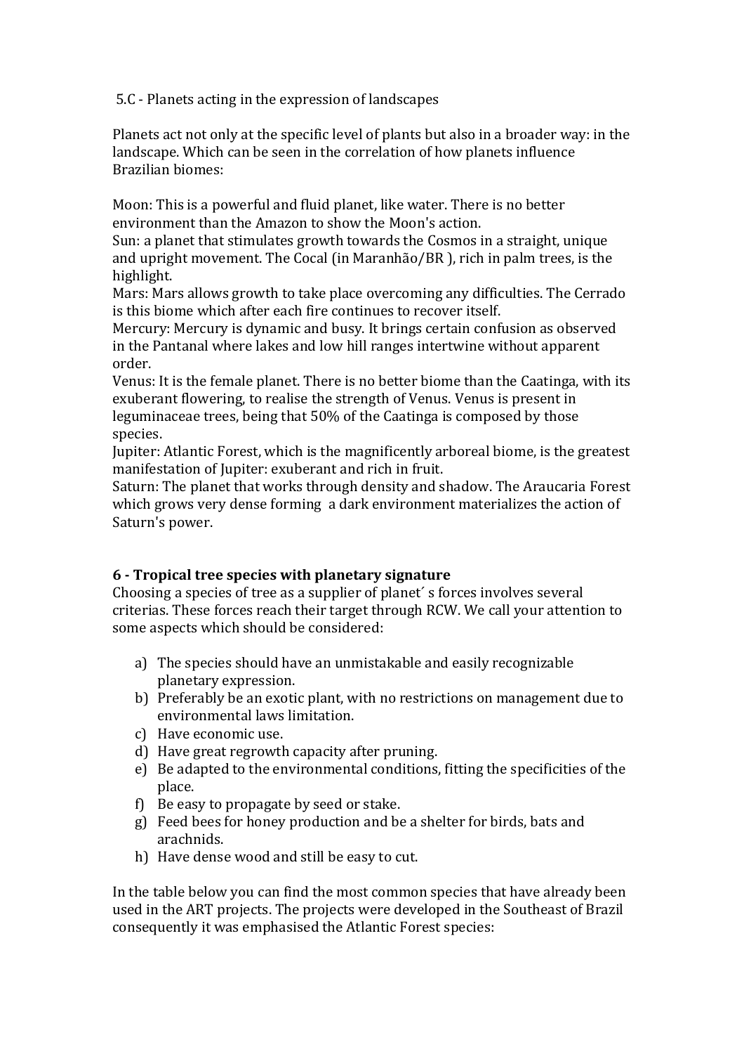5.C - Planets acting in the expression of landscapes

Planets act not only at the specific level of plants but also in a broader way: in the landscape. Which can be seen in the correlation of how planets influence Brazilian biomes:

Moon: This is a powerful and fluid planet, like water. There is no better environment than the Amazon to show the Moon's action.
Sun: a planet that stimulates growth towards the Cosmos in a straight, unique and upright movement. The Cocal (in Maranhão/BR ), rich in palm trees, is the highlight.
Mars: Mars allows growth to take place overcoming any difficulties. The Cerrado is this biome which after each fire continues to recover itself.
Mercury: Mercury is dynamic and busy. It brings certain confusion as observed in the Pantanal where lakes and low hill ranges intertwine without apparent order.
Venus: It is the female planet. There is no better biome than the Caatinga, with its exuberant flowering, to realise the strength of Venus. Venus is present in leguminaceae trees, being that 50% of the Caatinga is composed by those species.
Jupiter: Atlantic Forest, which is the magnificently arboreal biome, is the greatest manifestation of Jupiter: exuberant and rich in fruit.
Saturn: The planet that works through density and shadow. The Araucaria Forest which grows very dense forming a dark environment materializes the action of Saturn's power.

## 6 - Tropical tree species with planetary signature

Choosing a species of tree as a supplier of planet´ s forces involves several criterias. These forces reach their target through RCW. We call your attention to some aspects which should be considered:

a) The species should have an unmistakable and easily recognizable planetary expression.
b) Preferably be an exotic plant, with no restrictions on management due to environmental laws limitation.
c) Have economic use.
d) Have great regrowth capacity after pruning.
e) Be adapted to the environmental conditions, fitting the specificities of the place.
f) Be easy to propagate by seed or stake.
g) Feed bees for honey production and be a shelter for birds, bats and arachnids.
h) Have dense wood and still be easy to cut.

In the table below you can find the most common species that have already been used in the ART projects. The projects were developed in the Southeast of Brazil consequently it was emphasised the Atlantic Forest species: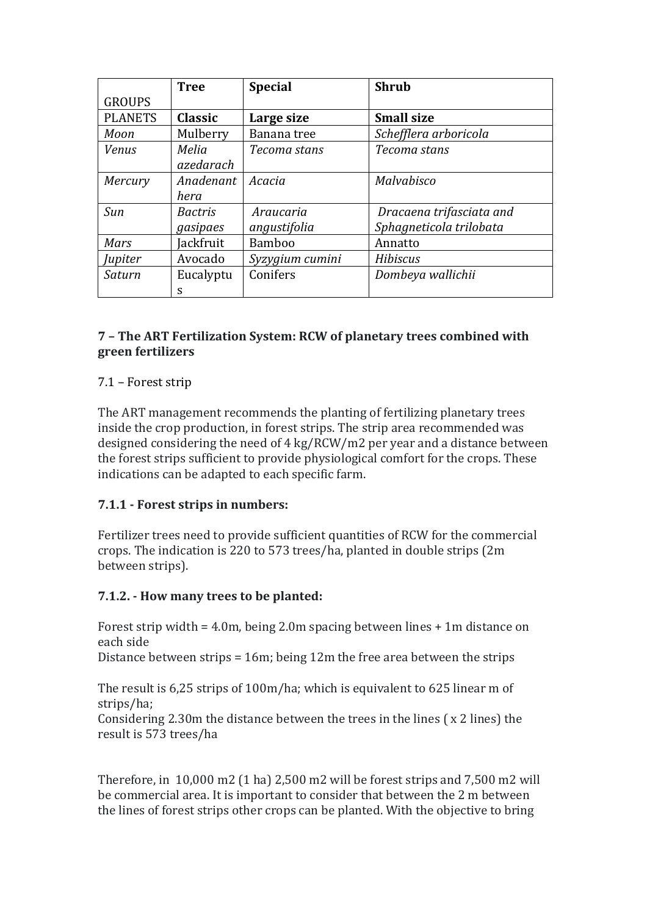| GROUPS | **Tree** | **Special** | **Shrub** |
|---|---|---|---|
| PLANETS | **Classic** | **Large size** | **Small size** |
| *Moon* | Mulberry | Banana tree | *Schefflera arboricola* |
| *Venus* | *Melia azedarach* | *Tecoma stans* | *Tecoma stans* |
| *Mercury* | *Anadenanthera* | *Acacia* | *Malvabisco* |
| *Sun* | *Bactris gasipaes* | *Araucaria angustifolia* | *Dracaena trifasciata and Sphagneticola trilobata* |
| *Mars* | Jackfruit | Bamboo | Annatto |
| *Jupiter* | Avocado | *Syzygium cumini* | *Hibiscus* |
| *Saturn* | Eucalyptus | Conifers | *Dombeya wallichii* |

## 7 – The ART Fertilization System: RCW of planetary trees combined with green fertilizers

7.1 – Forest strip

The ART management recommends the planting of fertilizing planetary trees inside the crop production, in forest strips. The strip area recommended was designed considering the need of 4 kg/RCW/m2 per year and a distance between the forest strips sufficient to provide physiological comfort for the crops. These indications can be adapted to each specific farm.

### 7.1.1 - Forest strips in numbers:

Fertilizer trees need to provide sufficient quantities of RCW for the commercial crops. The indication is 220 to 573 trees/ha, planted in double strips (2m between strips).

### 7.1.2. - How many trees to be planted:

Forest strip width = 4.0m, being 2.0m spacing between lines + 1m distance on each side
Distance between strips = 16m; being 12m the free area between the strips

The result is 6,25 strips of 100m/ha; which is equivalent to 625 linear m of strips/ha;
Considering 2.30m the distance between the trees in the lines ( x 2 lines) the result is 573 trees/ha

Therefore, in 10,000 m2 (1 ha) 2,500 m2 will be forest strips and 7,500 m2 will be commercial area. It is important to consider that between the 2 m between the lines of forest strips other crops can be planted. With the objective to bring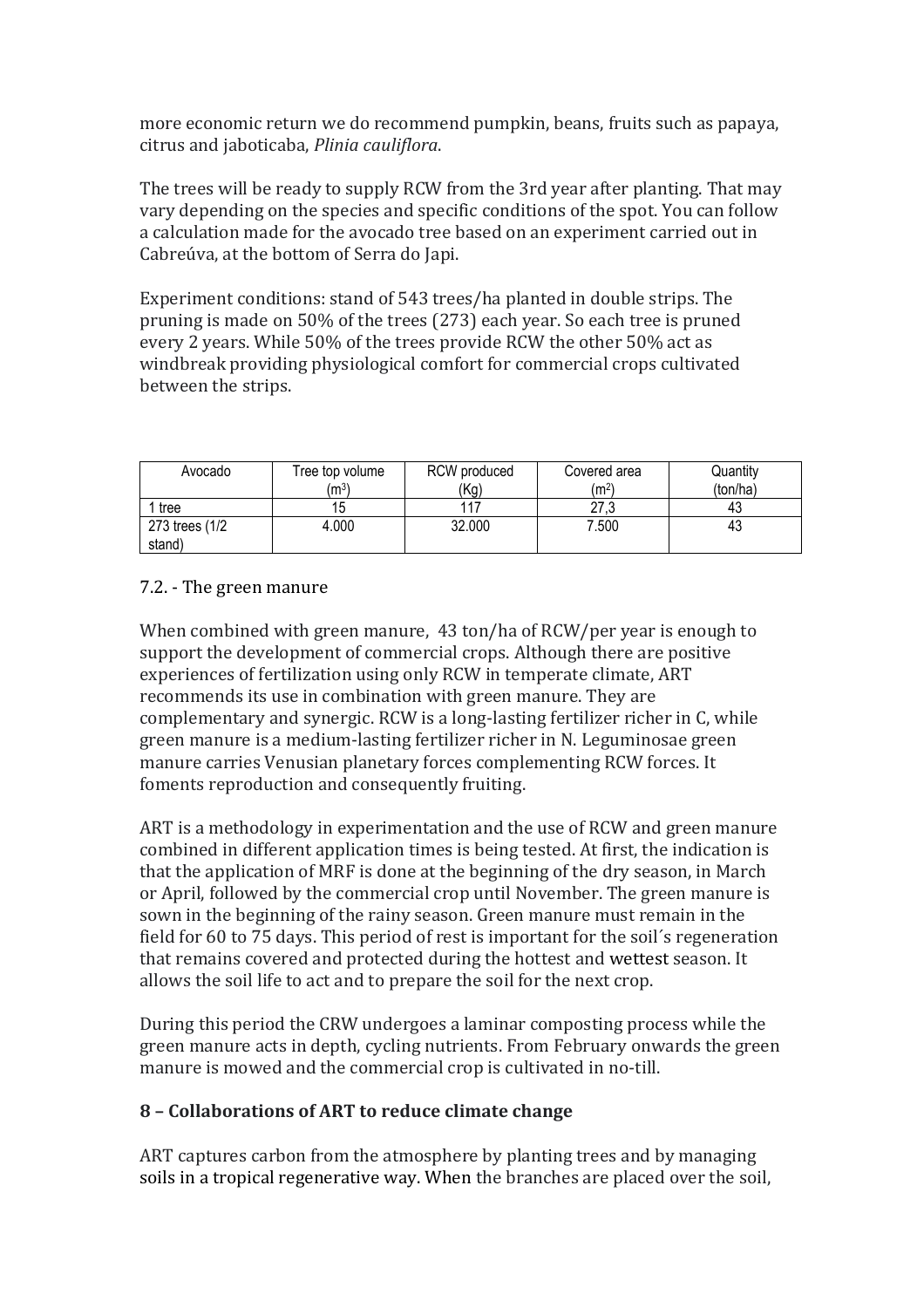more economic return we do recommend pumpkin, beans, fruits such as papaya, citrus and jaboticaba, *Plinia cauliflora*.

The trees will be ready to supply RCW from the 3rd year after planting. That may vary depending on the species and specific conditions of the spot. You can follow a calculation made for the avocado tree based on an experiment carried out in Cabreúva, at the bottom of Serra do Japi.

Experiment conditions: stand of 543 trees/ha planted in double strips. The pruning is made on 50% of the trees (273) each year. So each tree is pruned every 2 years. While 50% of the trees provide RCW the other 50% act as windbreak providing physiological comfort for commercial crops cultivated between the strips.

| Avocado | Tree top volume ($m^3$) | RCW produced (Kg) | Covered area ($m^2$) | Quantity (ton/ha) |
|---|---|---|---|---|
| 1 tree | 15 | 117 | 27,3 | 43 |
| 273 trees (1/2 stand) | 4.000 | 32.000 | 7.500 | 43 |

## 7.2. - The green manure

When combined with green manure, 43 ton/ha of RCW/per year is enough to support the development of commercial crops. Although there are positive experiences of fertilization using only RCW in temperate climate, ART recommends its use in combination with green manure. They are complementary and synergic. RCW is a long-lasting fertilizer richer in C, while green manure is a medium-lasting fertilizer richer in N. Leguminosae green manure carries Venusian planetary forces complementing RCW forces. It foments reproduction and consequently fruiting.

ART is a methodology in experimentation and the use of RCW and green manure combined in different application times is being tested. At first, the indication is that the application of MRF is done at the beginning of the dry season, in March or April, followed by the commercial crop until November. The green manure is sown in the beginning of the rainy season. Green manure must remain in the field for 60 to 75 days. This period of rest is important for the soil´s regeneration that remains covered and protected during the hottest and wettest season. It allows the soil life to act and to prepare the soil for the next crop.

During this period the CRW undergoes a laminar composting process while the green manure acts in depth, cycling nutrients. From February onwards the green manure is mowed and the commercial crop is cultivated in no-till.

## 8 – Collaborations of ART to reduce climate change

ART captures carbon from the atmosphere by planting trees and by managing soils in a tropical regenerative way. When the branches are placed over the soil,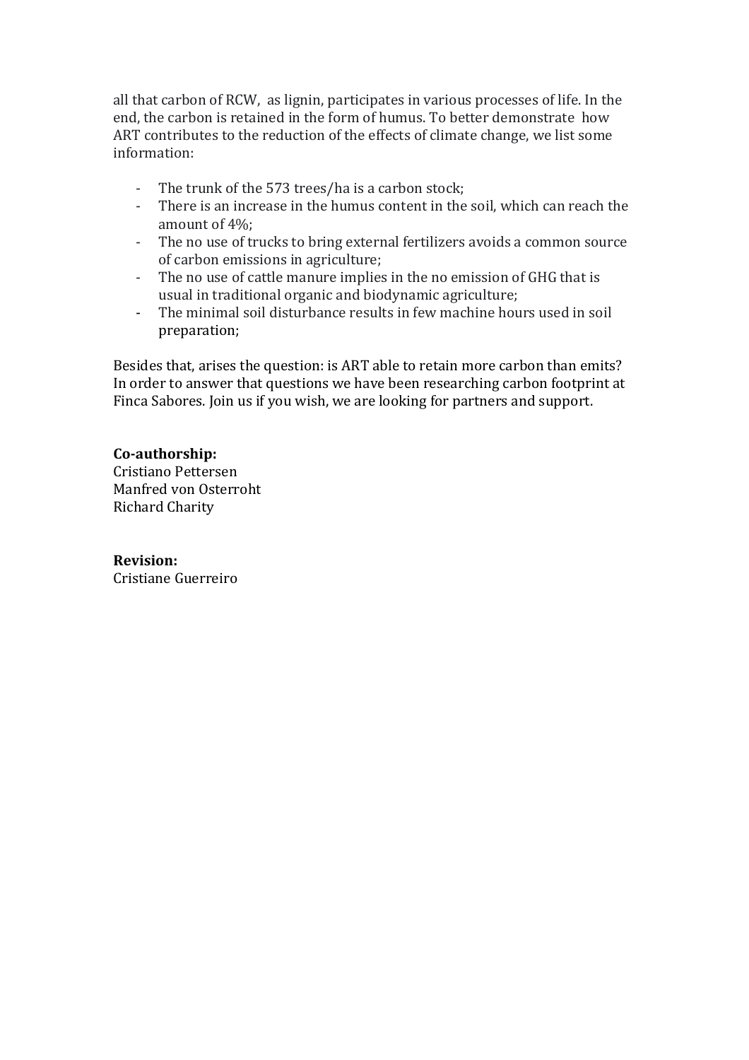all that carbon of RCW, as lignin, participates in various processes of life. In the end, the carbon is retained in the form of humus. To better demonstrate how ART contributes to the reduction of the effects of climate change, we list some information:

- The trunk of the 573 trees/ha is a carbon stock;
- There is an increase in the humus content in the soil, which can reach the amount of 4%;
- The no use of trucks to bring external fertilizers avoids a common source of carbon emissions in agriculture;
- The no use of cattle manure implies in the no emission of GHG that is usual in traditional organic and biodynamic agriculture;
- The minimal soil disturbance results in few machine hours used in soil preparation;

Besides that, arises the question: is ART able to retain more carbon than emits? In order to answer that questions we have been researching carbon footprint at Finca Sabores. Join us if you wish, we are looking for partners and support.

**Co-authorship:**
Cristiano Pettersen
Manfred von Osterroht
Richard Charity

**Revision:**
Cristiane Guerreiro